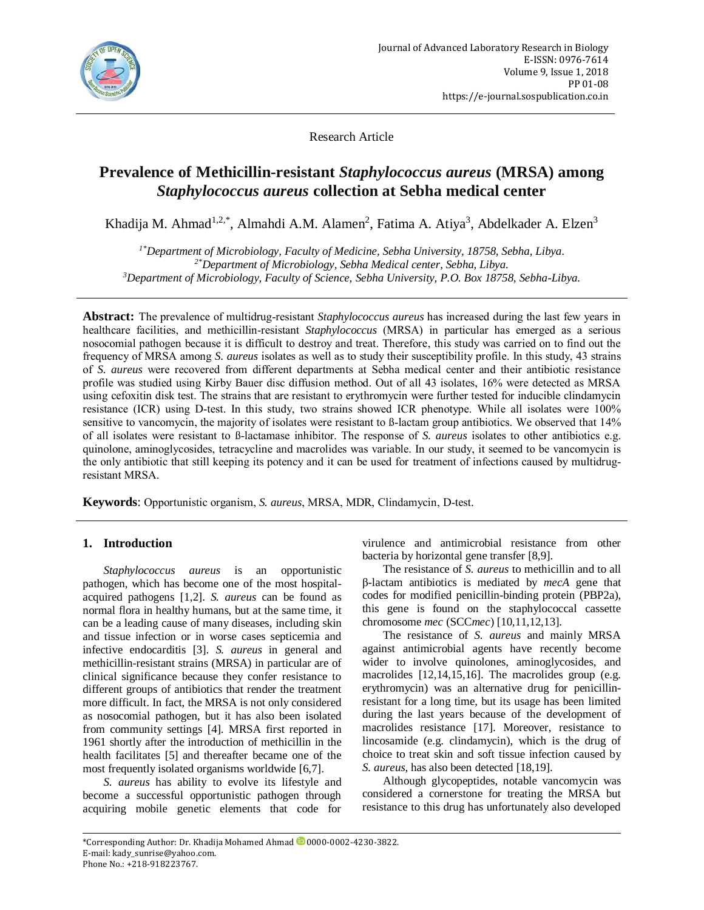Research Article

# Prevalence of Methicillin-resistant *Staphylococcus aureus* (MRSA) among *Staphylococcus aureus* collection at Sebha medical center

Khadija M. Ahmad[1,2,*], Almahdi A.M. Alamen[2], Fatima A. Atiya[3], Abdelkader A. Elzen[3]

[1*]*Department of Microbiology, Faculty of Medicine, Sebha University, 18758, Sebha, Libya.*
[2*]*Department of Microbiology, Sebha Medical center, Sebha, Libya.*
[3]*Department of Microbiology, Faculty of Science, Sebha University, P.O. Box 18758, Sebha-Libya.*

**Abstract:** The prevalence of multidrug-resistant *Staphylococcus aureus* has increased during the last few years in healthcare facilities, and methicillin-resistant *Staphylococcus* (MRSA) in particular has emerged as a serious nosocomial pathogen because it is difficult to destroy and treat. Therefore, this study was carried on to find out the frequency of MRSA among *S. aureus* isolates as well as to study their susceptibility profile. In this study, 43 strains of *S. aureus* were recovered from different departments at Sebha medical center and their antibiotic resistance profile was studied using Kirby Bauer disc diffusion method. Out of all 43 isolates, 16% were detected as MRSA using cefoxitin disk test. The strains that are resistant to erythromycin were further tested for inducible clindamycin resistance (ICR) using D-test. In this study, two strains showed ICR phenotype. While all isolates were 100% sensitive to vancomycin, the majority of isolates were resistant to ß-lactam group antibiotics. We observed that 14% of all isolates were resistant to ß-lactamase inhibitor. The response of *S. aureus* isolates to other antibiotics e.g. quinolone, aminoglycosides, tetracycline and macrolides was variable. In our study, it seemed to be vancomycin is the only antibiotic that still keeping its potency and it can be used for treatment of infections caused by multidrug-resistant MRSA.

**Keywords**: Opportunistic organism, *S. aureus*, MRSA, MDR, Clindamycin, D-test.

## 1. Introduction

*Staphylococcus aureus* is an opportunistic pathogen, which has become one of the most hospital-acquired pathogens [1,2]. *S. aureus* can be found as normal flora in healthy humans, but at the same time, it can be a leading cause of many diseases, including skin and tissue infection or in worse cases septicemia and infective endocarditis [3]. *S. aureus* in general and methicillin-resistant strains (MRSA) in particular are of clinical significance because they confer resistance to different groups of antibiotics that render the treatment more difficult. In fact, the MRSA is not only considered as nosocomial pathogen, but it has also been isolated from community settings [4]. MRSA first reported in 1961 shortly after the introduction of methicillin in the health facilitates [5] and thereafter became one of the most frequently isolated organisms worldwide [6,7].

*S. aureus* has ability to evolve its lifestyle and become a successful opportunistic pathogen through acquiring mobile genetic elements that code for virulence and antimicrobial resistance from other bacteria by horizontal gene transfer [8,9].

The resistance of *S. aureus* to methicillin and to all β-lactam antibiotics is mediated by *mecA* gene that codes for modified penicillin-binding protein (PBP2a), this gene is found on the staphylococcal cassette chromosome *mec* (SCC*mec*) [10,11,12,13].

The resistance of *S. aureus* and mainly MRSA against antimicrobial agents have recently become wider to involve quinolones, aminoglycosides, and macrolides [12,14,15,16]. The macrolides group (e.g. erythromycin) was an alternative drug for penicillin-resistant for a long time, but its usage has been limited during the last years because of the development of macrolides resistance [17]. Moreover, resistance to lincosamide (e.g. clindamycin), which is the drug of choice to treat skin and soft tissue infection caused by *S. aureus*, has also been detected [18,19].

Although glycopepetides, notable vancomycin was considered a cornerstone for treating the MRSA but resistance to this drug has unfortunately also developed

---

*Corresponding Author: Dr. Khadija Mohamed Ahmad 0000-0002-4230-3822.
E-mail: kady_sunrise@yahoo.com.
Phone No.: +218-918223767.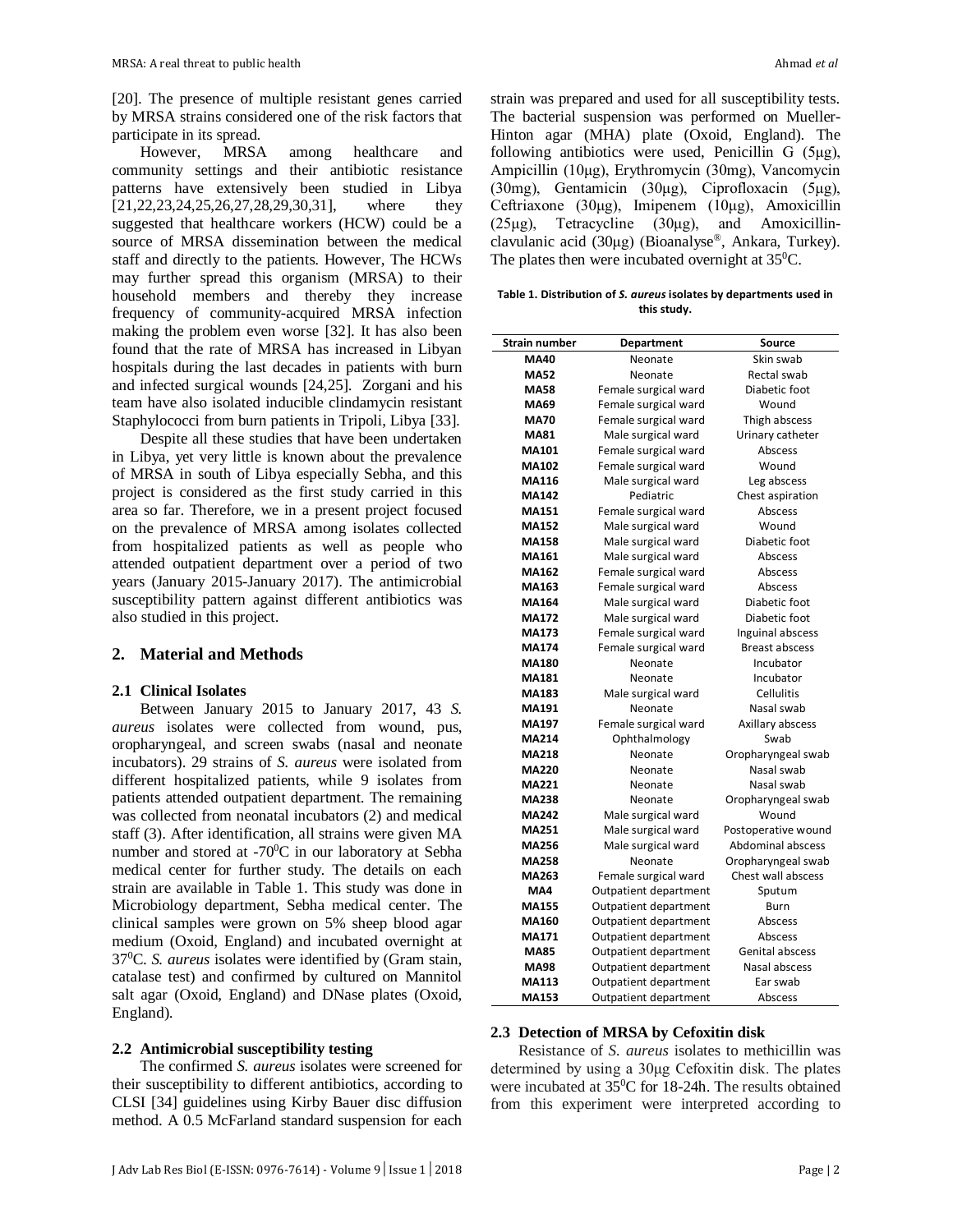[20]. The presence of multiple resistant genes carried by MRSA strains considered one of the risk factors that participate in its spread.

However, MRSA among healthcare and community settings and their antibiotic resistance patterns have extensively been studied in Libya [21,22,23,24,25,26,27,28,29,30,31], where they suggested that healthcare workers (HCW) could be a source of MRSA dissemination between the medical staff and directly to the patients. However, The HCWs may further spread this organism (MRSA) to their household members and thereby they increase frequency of community-acquired MRSA infection making the problem even worse [32]. It has also been found that the rate of MRSA has increased in Libyan hospitals during the last decades in patients with burn and infected surgical wounds [24,25]. Zorgani and his team have also isolated inducible clindamycin resistant Staphylococci from burn patients in Tripoli, Libya [33].

Despite all these studies that have been undertaken in Libya, yet very little is known about the prevalence of MRSA in south of Libya especially Sebha, and this project is considered as the first study carried in this area so far. Therefore, we in a present project focused on the prevalence of MRSA among isolates collected from hospitalized patients as well as people who attended outpatient department over a period of two years (January 2015-January 2017). The antimicrobial susceptibility pattern against different antibiotics was also studied in this project.

## 2. Material and Methods

### 2.1 Clinical Isolates

Between January 2015 to January 2017, 43 *S. aureus* isolates were collected from wound, pus, oropharyngeal, and screen swabs (nasal and neonate incubators). 29 strains of *S. aureus* were isolated from different hospitalized patients, while 9 isolates from patients attended outpatient department. The remaining was collected from neonatal incubators (2) and medical staff (3). After identification, all strains were given MA number and stored at -70$^0$C in our laboratory at Sebha medical center for further study. The details on each strain are available in Table 1. This study was done in Microbiology department, Sebha medical center. The clinical samples were grown on 5% sheep blood agar medium (Oxoid, England) and incubated overnight at 37$^0$C. *S. aureus* isolates were identified by (Gram stain, catalase test) and confirmed by cultured on Mannitol salt agar (Oxoid, England) and DNase plates (Oxoid, England).

### 2.2 Antimicrobial susceptibility testing

The confirmed *S. aureus* isolates were screened for their susceptibility to different antibiotics, according to CLSI [34] guidelines using Kirby Bauer disc diffusion method. A 0.5 McFarland standard suspension for each strain was prepared and used for all susceptibility tests. The bacterial suspension was performed on Mueller-Hinton agar (MHA) plate (Oxoid, England). The following antibiotics were used, Penicillin G (5μg), Ampicillin (10μg), Erythromycin (30mg), Vancomycin (30mg), Gentamicin (30μg), Ciprofloxacin (5μg), Ceftriaxone (30μg), Imipenem (10μg), Amoxicillin (25μg), Tetracycline (30μg), and Amoxicillin-clavulanic acid (30μg) (Bioanalyse®, Ankara, Turkey). The plates then were incubated overnight at 35$^0$C.

**Table 1. Distribution of *S. aureus* isolates by departments used in this study.**

| Strain number | Department | Source |
|---|---|---|
| **MA40** | Neonate | Skin swab |
| **MA52** | Neonate | Rectal swab |
| **MA58** | Female surgical ward | Diabetic foot |
| **MA69** | Female surgical ward | Wound |
| **MA70** | Female surgical ward | Thigh abscess |
| **MA81** | Male surgical ward | Urinary catheter |
| **MA101** | Female surgical ward | Abscess |
| **MA102** | Female surgical ward | Wound |
| **MA116** | Male surgical ward | Leg abscess |
| **MA142** | Pediatric | Chest aspiration |
| **MA151** | Female surgical ward | Abscess |
| **MA152** | Male surgical ward | Wound |
| **MA158** | Male surgical ward | Diabetic foot |
| **MA161** | Male surgical ward | Abscess |
| **MA162** | Female surgical ward | Abscess |
| **MA163** | Female surgical ward | Abscess |
| **MA164** | Male surgical ward | Diabetic foot |
| **MA172** | Male surgical ward | Diabetic foot |
| **MA173** | Female surgical ward | Inguinal abscess |
| **MA174** | Female surgical ward | Breast abscess |
| **MA180** | Neonate | Incubator |
| **MA181** | Neonate | Incubator |
| **MA183** | Male surgical ward | Cellulitis |
| **MA191** | Neonate | Nasal swab |
| **MA197** | Female surgical ward | Axillary abscess |
| **MA214** | Ophthalmology | Swab |
| **MA218** | Neonate | Oropharyngeal swab |
| **MA220** | Neonate | Nasal swab |
| **MA221** | Neonate | Nasal swab |
| **MA238** | Neonate | Oropharyngeal swab |
| **MA242** | Male surgical ward | Wound |
| **MA251** | Male surgical ward | Postoperative wound |
| **MA256** | Male surgical ward | Abdominal abscess |
| **MA258** | Neonate | Oropharyngeal swab |
| **MA263** | Female surgical ward | Chest wall abscess |
| **MA4** | Outpatient department | Sputum |
| **MA155** | Outpatient department | Burn |
| **MA160** | Outpatient department | Abscess |
| **MA171** | Outpatient department | Abscess |
| **MA85** | Outpatient department | Genital abscess |
| **MA98** | Outpatient department | Nasal abscess |
| **MA113** | Outpatient department | Ear swab |
| **MA153** | Outpatient department | Abscess |

### 2.3 Detection of MRSA by Cefoxitin disk

Resistance of *S. aureus* isolates to methicillin was determined by using a 30μg Cefoxitin disk. The plates were incubated at 35$^0$C for 18-24h. The results obtained from this experiment were interpreted according to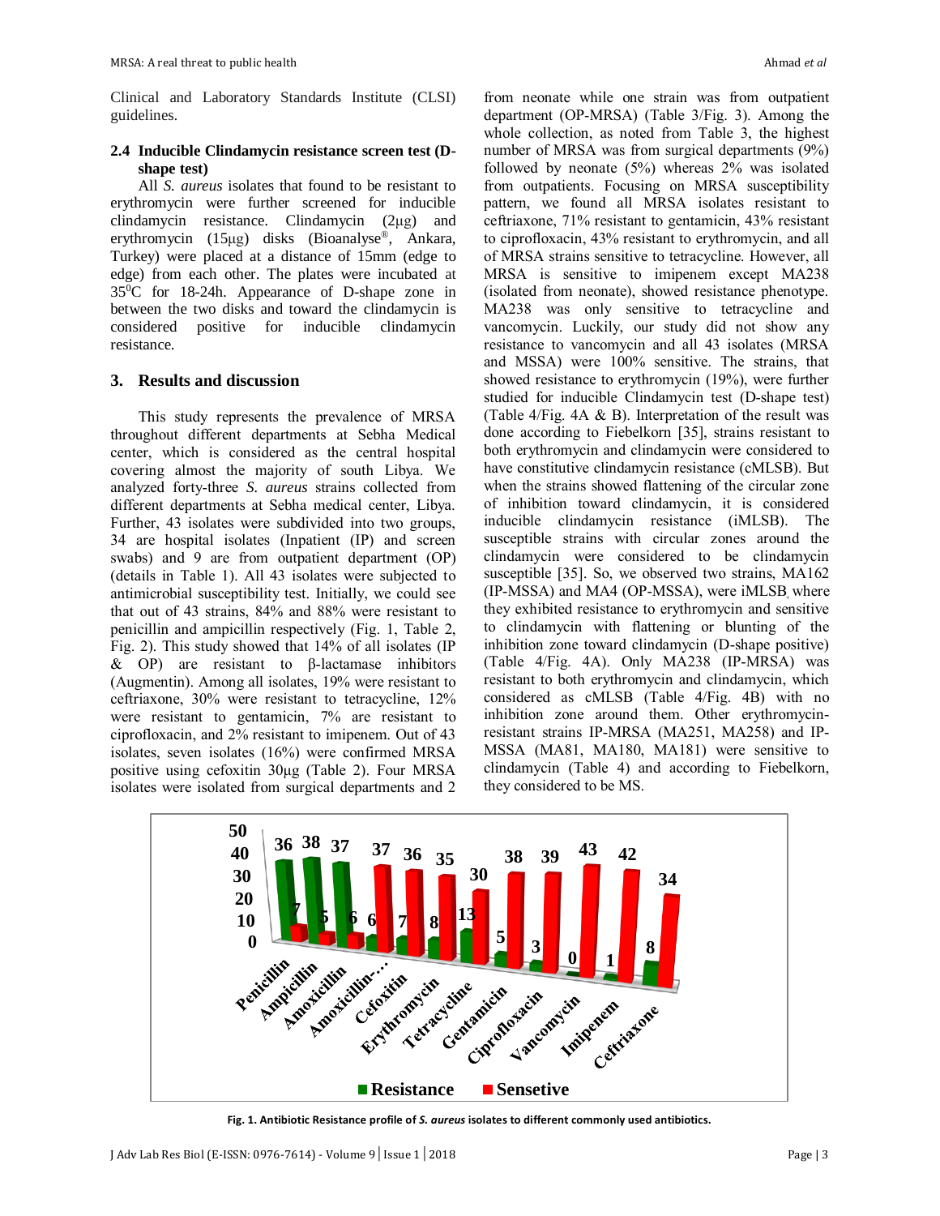Clinical and Laboratory Standards Institute (CLSI) guidelines.

### 2.4 Inducible Clindamycin resistance screen test (D-shape test)

All *S. aureus* isolates that found to be resistant to erythromycin were further screened for inducible clindamycin resistance. Clindamycin (2μg) and erythromycin (15μg) disks (Bioanalyse®, Ankara, Turkey) were placed at a distance of 15mm (edge to edge) from each other. The plates were incubated at 35$^0$C for 18-24h. Appearance of D-shape zone in between the two disks and toward the clindamycin is considered positive for inducible clindamycin resistance.

## 3. Results and discussion

This study represents the prevalence of MRSA throughout different departments at Sebha Medical center, which is considered as the central hospital covering almost the majority of south Libya. We analyzed forty-three *S. aureus* strains collected from different departments at Sebha medical center, Libya. Further, 43 isolates were subdivided into two groups, 34 are hospital isolates (Inpatient (IP) and screen swabs) and 9 are from outpatient department (OP) (details in Table 1). All 43 isolates were subjected to antimicrobial susceptibility test. Initially, we could see that out of 43 strains, 84% and 88% were resistant to penicillin and ampicillin respectively (Fig. 1, Table 2, Fig. 2). This study showed that 14% of all isolates (IP & OP) are resistant to β-lactamase inhibitors (Augmentin). Among all isolates, 19% were resistant to ceftriaxone, 30% were resistant to tetracycline, 12% were resistant to gentamicin, 7% are resistant to ciprofloxacin, and 2% resistant to imipenem. Out of 43 isolates, seven isolates (16%) were confirmed MRSA positive using cefoxitin 30μg (Table 2). Four MRSA isolates were isolated from surgical departments and 2 from neonate while one strain was from outpatient department (OP-MRSA) (Table 3/Fig. 3). Among the whole collection, as noted from Table 3, the highest number of MRSA was from surgical departments (9%) followed by neonate (5%) whereas 2% was isolated from outpatients. Focusing on MRSA susceptibility pattern, we found all MRSA isolates resistant to ceftriaxone, 71% resistant to gentamicin, 43% resistant to ciprofloxacin, 43% resistant to erythromycin, and all of MRSA strains sensitive to tetracycline. However, all MRSA is sensitive to imipenem except MA238 (isolated from neonate), showed resistance phenotype. MA238 was only sensitive to tetracycline and vancomycin. Luckily, our study did not show any resistance to vancomycin and all 43 isolates (MRSA and MSSA) were 100% sensitive. The strains, that showed resistance to erythromycin (19%), were further studied for inducible Clindamycin test (D-shape test) (Table 4/Fig. 4A & B). Interpretation of the result was done according to Fiebelkorn [35], strains resistant to both erythromycin and clindamycin were considered to have constitutive clindamycin resistance (cMLSB). But when the strains showed flattening of the circular zone of inhibition toward clindamycin, it is considered inducible clindamycin resistance (iMLSB). The susceptible strains with circular zones around the clindamycin were considered to be clindamycin susceptible [35]. So, we observed two strains, MA162 (IP-MSSA) and MA4 (OP-MSSA), were iMLSB, where they exhibited resistance to erythromycin and sensitive to clindamycin with flattening or blunting of the inhibition zone toward clindamycin (D-shape positive) (Table 4/Fig. 4A). Only MA238 (IP-MRSA) was resistant to both erythromycin and clindamycin, which considered as cMLSB (Table 4/Fig. 4B) with no inhibition zone around them. Other erythromycin-resistant strains IP-MRSA (MA251, MA258) and IP-MSSA (MA81, MA180, MA181) were sensitive to clindamycin (Table 4) and according to Fiebelkorn, they considered to be MS.

**Fig. 1. Antibiotic Resistance profile of *S. aureus* isolates to different commonly used antibiotics.**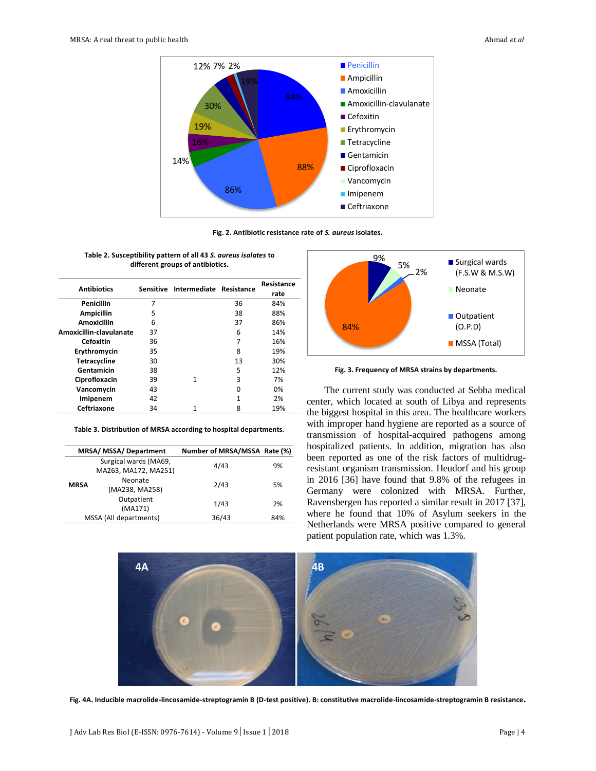Fig. 2. Antibiotic resistance rate of *S. aureus* isolates.

Table 2. Susceptibility pattern of all 43 *S. aureus isolates* to different groups of antibiotics.

| Antibiotics | Sensitive | Intermediate | Resistance | Resistance rate |
|---|---|---|---|---|
| Penicillin | 7 | | 36 | 84% |
| Ampicillin | 5 | | 38 | 88% |
| Amoxicillin | 6 | | 37 | 86% |
| Amoxicillin-clavulanate | 37 | | 6 | 14% |
| Cefoxitin | 36 | | 7 | 16% |
| Erythromycin | 35 | | 8 | 19% |
| Tetracycline | 30 | | 13 | 30% |
| Gentamicin | 38 | | 5 | 12% |
| Ciprofloxacin | 39 | 1 | 3 | 7% |
| Vancomycin | 43 | | 0 | 0% |
| Imipenem | 42 | | 1 | 2% |
| Ceftriaxone | 34 | 1 | 8 | 19% |

Table 3. Distribution of MRSA according to hospital departments.

| MRSA/ MSSA/ Department | | Number of MRSA/MSSA | Rate (%) |
|---|---|---|---|
| MRSA | Surgical wards (MA69, MA263, MA172, MA251) | 4/43 | 9% |
| | Neonate (MA238, MA258) | 2/43 | 5% |
| | Outpatient (MA171) | 1/43 | 2% |
| MSSA (All departments) | | 36/43 | 84% |

Fig. 3. Frequency of MRSA strains by departments.

The current study was conducted at Sebha medical center, which located at south of Libya and represents the biggest hospital in this area. The healthcare workers with improper hand hygiene are reported as a source of transmission of hospital-acquired pathogens among hospitalized patients. In addition, migration has also been reported as one of the risk factors of multidrug-resistant organism transmission. Heudorf and his group in 2016 [36] have found that 9.8% of the refugees in Germany were colonized with MRSA. Further, Ravensbergen has reported a similar result in 2017 [37], where he found that 10% of Asylum seekers in the Netherlands were MRSA positive compared to general patient population rate, which was 1.3%.

**Fig. 4A. Inducible macrolide-lincosamide-streptogramin B (D-test positive). B: constitutive macrolide-lincosamide-streptogramin B resistance.**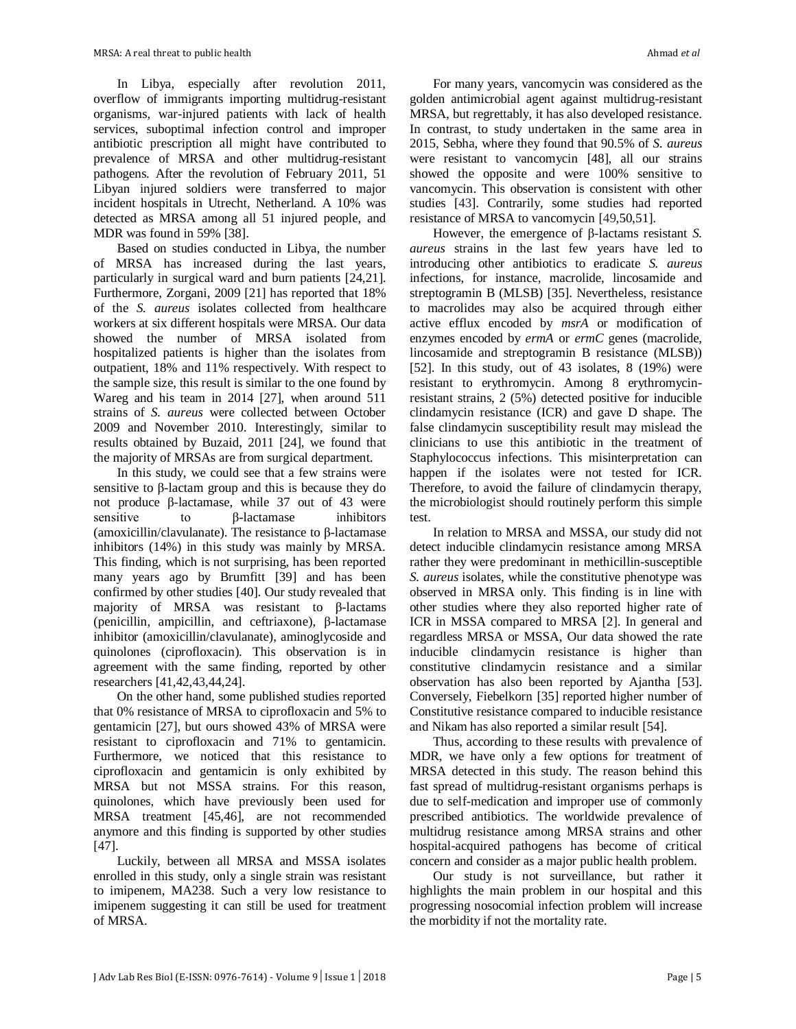In Libya, especially after revolution 2011, overflow of immigrants importing multidrug-resistant organisms, war-injured patients with lack of health services, suboptimal infection control and improper antibiotic prescription all might have contributed to prevalence of MRSA and other multidrug-resistant pathogens. After the revolution of February 2011, 51 Libyan injured soldiers were transferred to major incident hospitals in Utrecht, Netherland. A 10% was detected as MRSA among all 51 injured people, and MDR was found in 59% [38].

Based on studies conducted in Libya, the number of MRSA has increased during the last years, particularly in surgical ward and burn patients [24,21]. Furthermore, Zorgani, 2009 [21] has reported that 18% of the *S. aureus* isolates collected from healthcare workers at six different hospitals were MRSA. Our data showed the number of MRSA isolated from hospitalized patients is higher than the isolates from outpatient, 18% and 11% respectively. With respect to the sample size, this result is similar to the one found by Wareg and his team in 2014 [27], when around 511 strains of *S. aureus* were collected between October 2009 and November 2010. Interestingly, similar to results obtained by Buzaid, 2011 [24], we found that the majority of MRSAs are from surgical department.

In this study, we could see that a few strains were sensitive to β-lactam group and this is because they do not produce β-lactamase, while 37 out of 43 were sensitive to β-lactamase inhibitors (amoxicillin/clavulanate). The resistance to β-lactamase inhibitors (14%) in this study was mainly by MRSA. This finding, which is not surprising, has been reported many years ago by Brumfitt [39] and has been confirmed by other studies [40]. Our study revealed that majority of MRSA was resistant to β-lactams (penicillin, ampicillin, and ceftriaxone), β-lactamase inhibitor (amoxicillin/clavulanate), aminoglycoside and quinolones (ciprofloxacin). This observation is in agreement with the same finding, reported by other researchers [41,42,43,44,24].

On the other hand, some published studies reported that 0% resistance of MRSA to ciprofloxacin and 5% to gentamicin [27], but ours showed 43% of MRSA were resistant to ciprofloxacin and 71% to gentamicin. Furthermore, we noticed that this resistance to ciprofloxacin and gentamicin is only exhibited by MRSA but not MSSA strains. For this reason, quinolones, which have previously been used for MRSA treatment [45,46], are not recommended anymore and this finding is supported by other studies [47].

Luckily, between all MRSA and MSSA isolates enrolled in this study, only a single strain was resistant to imipenem, MA238. Such a very low resistance to imipenem suggesting it can still be used for treatment of MRSA.

For many years, vancomycin was considered as the golden antimicrobial agent against multidrug-resistant MRSA, but regrettably, it has also developed resistance. In contrast, to study undertaken in the same area in 2015, Sebha, where they found that 90.5% of *S. aureus* were resistant to vancomycin [48], all our strains showed the opposite and were 100% sensitive to vancomycin. This observation is consistent with other studies [43]. Contrarily, some studies had reported resistance of MRSA to vancomycin [49,50,51].

However, the emergence of β-lactams resistant *S. aureus* strains in the last few years have led to introducing other antibiotics to eradicate *S. aureus* infections, for instance, macrolide, lincosamide and streptogramin B (MLSB) [35]. Nevertheless, resistance to macrolides may also be acquired through either active efflux encoded by *msrA* or modification of enzymes encoded by *ermA* or *ermC* genes (macrolide, lincosamide and streptogramin B resistance (MLSB)) [52]. In this study, out of 43 isolates, 8 (19%) were resistant to erythromycin. Among 8 erythromycin-resistant strains, 2 (5%) detected positive for inducible clindamycin resistance (ICR) and gave D shape. The false clindamycin susceptibility result may mislead the clinicians to use this antibiotic in the treatment of Staphylococcus infections. This misinterpretation can happen if the isolates were not tested for ICR. Therefore, to avoid the failure of clindamycin therapy, the microbiologist should routinely perform this simple test.

In relation to MRSA and MSSA, our study did not detect inducible clindamycin resistance among MRSA rather they were predominant in methicillin-susceptible *S. aureus* isolates, while the constitutive phenotype was observed in MRSA only. This finding is in line with other studies where they also reported higher rate of ICR in MSSA compared to MRSA [2]. In general and regardless MRSA or MSSA, Our data showed the rate inducible clindamycin resistance is higher than constitutive clindamycin resistance and a similar observation has also been reported by Ajantha [53]. Conversely, Fiebelkorn [35] reported higher number of Constitutive resistance compared to inducible resistance and Nikam has also reported a similar result [54].

Thus, according to these results with prevalence of MDR, we have only a few options for treatment of MRSA detected in this study. The reason behind this fast spread of multidrug-resistant organisms perhaps is due to self-medication and improper use of commonly prescribed antibiotics. The worldwide prevalence of multidrug resistance among MRSA strains and other hospital-acquired pathogens has become of critical concern and consider as a major public health problem.

Our study is not surveillance, but rather it highlights the main problem in our hospital and this progressing nosocomial infection problem will increase the morbidity if not the mortality rate.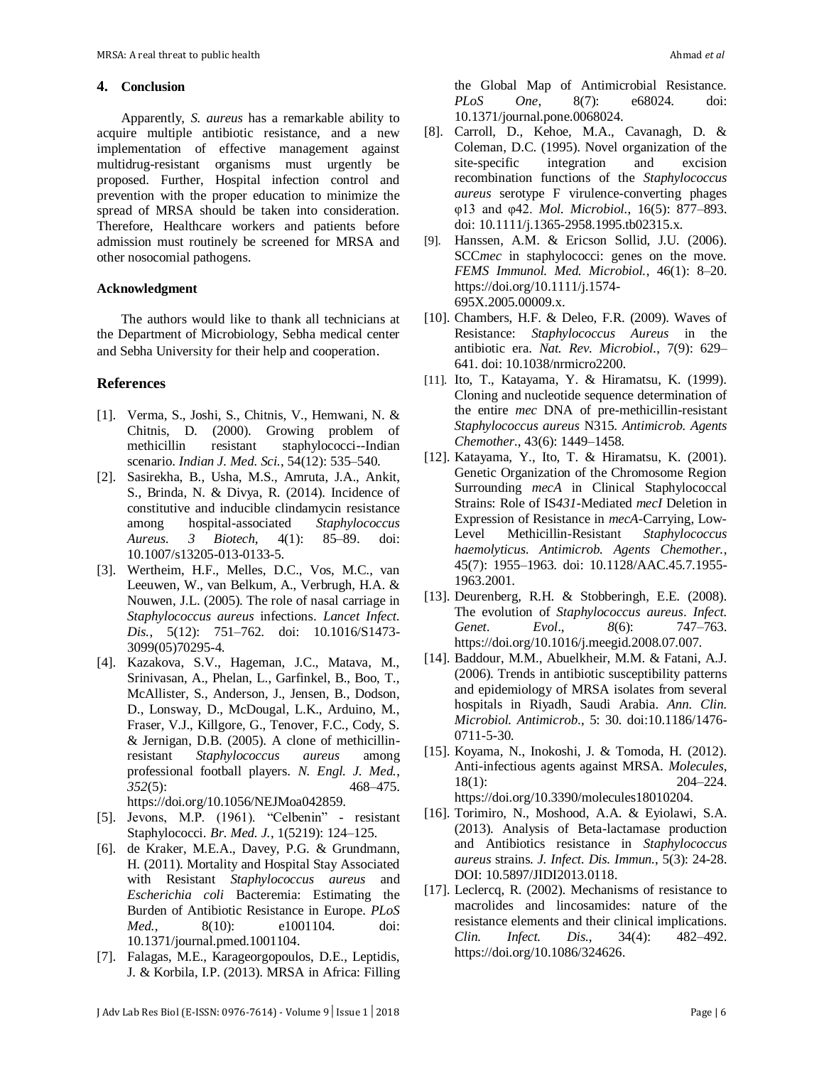## 4. Conclusion

Apparently, *S. aureus* has a remarkable ability to acquire multiple antibiotic resistance, and a new implementation of effective management against multidrug-resistant organisms must urgently be proposed. Further, Hospital infection control and prevention with the proper education to minimize the spread of MRSA should be taken into consideration. Therefore, Healthcare workers and patients before admission must routinely be screened for MRSA and other nosocomial pathogens.

### Acknowledgment

The authors would like to thank all technicians at the Department of Microbiology, Sebha medical center and Sebha University for their help and cooperation.

## References

[1]. Verma, S., Joshi, S., Chitnis, V., Hemwani, N. & Chitnis, D. (2000). Growing problem of methicillin resistant staphylococci--Indian scenario. *Indian J. Med. Sci.*, 54(12): 535–540.

[2]. Sasirekha, B., Usha, M.S., Amruta, J.A., Ankit, S., Brinda, N. & Divya, R. (2014). Incidence of constitutive and inducible clindamycin resistance among hospital-associated *Staphylococcus Aureus. 3 Biotech*, 4(1): 85–89. doi: 10.1007/s13205-013-0133-5.

[3]. Wertheim, H.F., Melles, D.C., Vos, M.C., van Leeuwen, W., van Belkum, A., Verbrugh, H.A. & Nouwen, J.L. (2005). The role of nasal carriage in *Staphylococcus aureus* infections. *Lancet Infect. Dis.*, 5(12): 751–762. doi: 10.1016/S1473-3099(05)70295-4.

[4]. Kazakova, S.V., Hageman, J.C., Matava, M., Srinivasan, A., Phelan, L., Garfinkel, B., Boo, T., McAllister, S., Anderson, J., Jensen, B., Dodson, D., Lonsway, D., McDougal, L.K., Arduino, M., Fraser, V.J., Killgore, G., Tenover, F.C., Cody, S. & Jernigan, D.B. (2005). A clone of methicillin-resistant *Staphylococcus aureus* among professional football players. *N. Engl. J. Med.*, *352*(5): 468–475. https://doi.org/10.1056/NEJMoa042859.

[5]. Jevons, M.P. (1961). "Celbenin" - resistant Staphylococci. *Br. Med. J.*, 1(5219): 124–125.

[6]. de Kraker, M.E.A., Davey, P.G. & Grundmann, H. (2011). Mortality and Hospital Stay Associated with Resistant *Staphylococcus aureus* and *Escherichia coli* Bacteremia: Estimating the Burden of Antibiotic Resistance in Europe. *PLoS Med.*, 8(10): e1001104. doi: 10.1371/journal.pmed.1001104.

[7]. Falagas, M.E., Karageorgopoulos, D.E., Leptidis, J. & Korbila, I.P. (2013). MRSA in Africa: Filling the Global Map of Antimicrobial Resistance. *PLoS One*, 8(7): e68024. doi: 10.1371/journal.pone.0068024.

[8]. Carroll, D., Kehoe, M.A., Cavanagh, D. & Coleman, D.C. (1995). Novel organization of the site-specific integration and excision recombination functions of the *Staphylococcus aureus* serotype F virulence-converting phages φ13 and φ42. *Mol. Microbiol.*, 16(5): 877–893. doi: 10.1111/j.1365-2958.1995.tb02315.x.

[9]. Hanssen, A.M. & Ericson Sollid, J.U. (2006). SCC*mec* in staphylococci: genes on the move. *FEMS Immunol. Med. Microbiol.*, 46(1): 8–20. https://doi.org/10.1111/j.1574-695X.2005.00009.x.

[10]. Chambers, H.F. & Deleo, F.R. (2009). Waves of Resistance: *Staphylococcus Aureus* in the antibiotic era. *Nat. Rev. Microbiol.*, 7(9): 629–641. doi: 10.1038/nrmicro2200.

[11]. Ito, T., Katayama, Y. & Hiramatsu, K. (1999). Cloning and nucleotide sequence determination of the entire *mec* DNA of pre-methicillin-resistant *Staphylococcus aureus* N315. *Antimicrob. Agents Chemother.*, 43(6): 1449–1458.

[12]. Katayama, Y., Ito, T. & Hiramatsu, K. (2001). Genetic Organization of the Chromosome Region Surrounding *mecA* in Clinical Staphylococcal Strains: Role of IS*431*-Mediated *mecI* Deletion in Expression of Resistance in *mecA*-Carrying, Low-Level Methicillin-Resistant *Staphylococcus haemolyticus*. *Antimicrob. Agents Chemother.*, 45(7): 1955–1963. doi: 10.1128/AAC.45.7.1955-1963.2001.

[13]. Deurenberg, R.H. & Stobberingh, E.E. (2008). The evolution of *Staphylococcus aureus*. *Infect. Genet. Evol.*, *8*(6): 747–763. https://doi.org/10.1016/j.meegid.2008.07.007.

[14]. Baddour, M.M., Abuelkheir, M.M. & Fatani, A.J. (2006). Trends in antibiotic susceptibility patterns and epidemiology of MRSA isolates from several hospitals in Riyadh, Saudi Arabia. *Ann. Clin. Microbiol. Antimicrob.*, 5: 30. doi:10.1186/1476-0711-5-30.

[15]. Koyama, N., Inokoshi, J. & Tomoda, H. (2012). Anti-infectious agents against MRSA. *Molecules*, 18(1): 204–224. https://doi.org/10.3390/molecules18010204.

[16]. Torimiro, N., Moshood, A.A. & Eyiolawi, S.A. (2013). Analysis of Beta-lactamase production and Antibiotics resistance in *Staphylococcus aureus* strains. *J. Infect. Dis. Immun.*, 5(3): 24-28. DOI: 10.5897/JIDI2013.0118.

[17]. Leclercq, R. (2002). Mechanisms of resistance to macrolides and lincosamides: nature of the resistance elements and their clinical implications. *Clin. Infect. Dis.*, 34(4): 482–492. https://doi.org/10.1086/324626.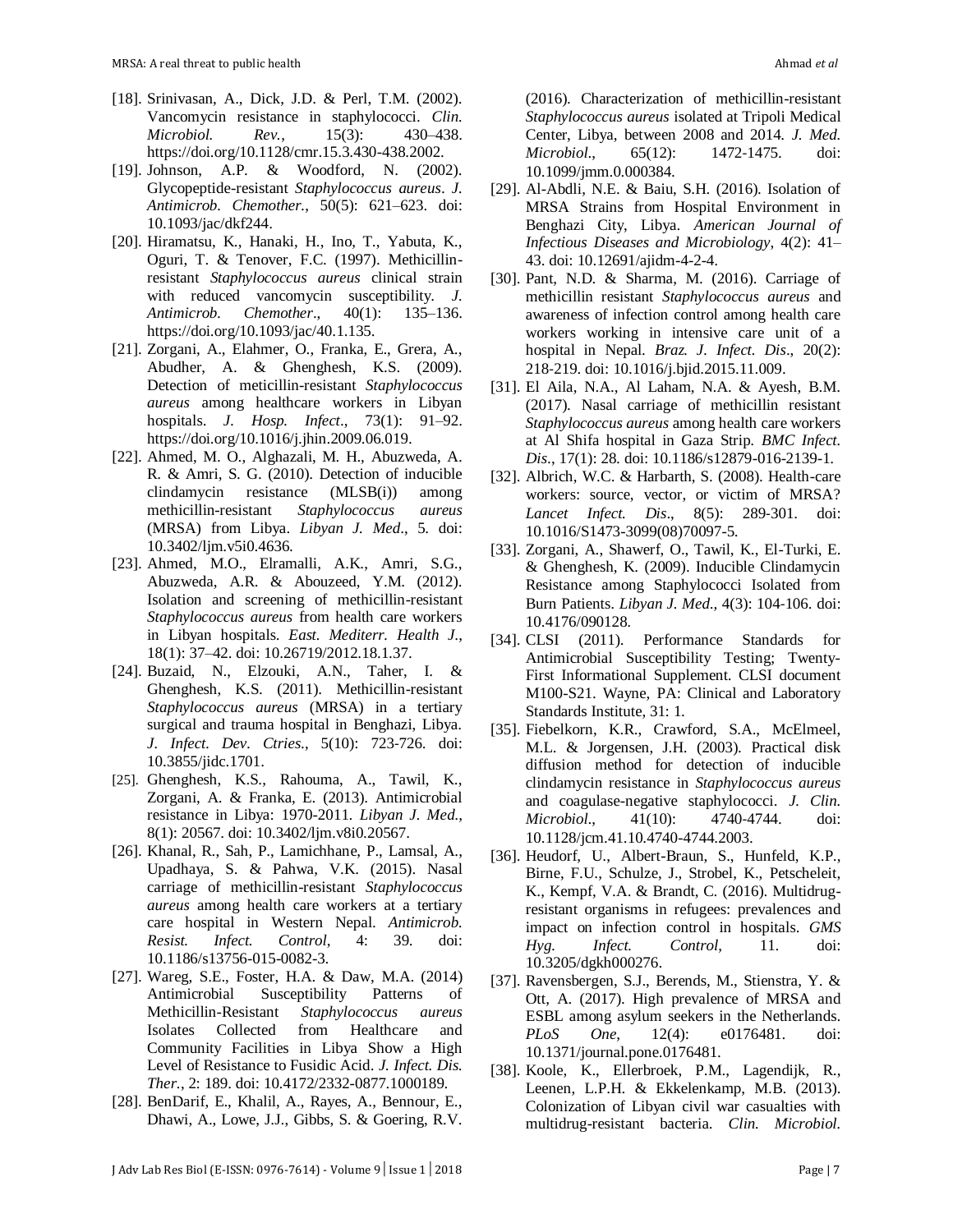[18]. Srinivasan, A., Dick, J.D. & Perl, T.M. (2002). Vancomycin resistance in staphylococci. *Clin. Microbiol. Rev.*, 15(3): 430–438. https://doi.org/10.1128/cmr.15.3.430-438.2002.

[19]. Johnson, A.P. & Woodford, N. (2002). Glycopeptide-resistant *Staphylococcus aureus*. *J. Antimicrob. Chemother.*, 50(5): 621–623. doi: 10.1093/jac/dkf244.

[20]. Hiramatsu, K., Hanaki, H., Ino, T., Yabuta, K., Oguri, T. & Tenover, F.C. (1997). Methicillin-resistant *Staphylococcus aureus* clinical strain with reduced vancomycin susceptibility. *J. Antimicrob. Chemother*., 40(1): 135–136. https://doi.org/10.1093/jac/40.1.135.

[21]. Zorgani, A., Elahmer, O., Franka, E., Grera, A., Abudher, A. & Ghenghesh, K.S. (2009). Detection of meticillin-resistant *Staphylococcus aureus* among healthcare workers in Libyan hospitals. *J. Hosp. Infect*., 73(1): 91–92. https://doi.org/10.1016/j.jhin.2009.06.019.

[22]. Ahmed, M. O., Alghazali, M. H., Abuzweda, A. R. & Amri, S. G. (2010). Detection of inducible clindamycin resistance (MLSB(i)) among methicillin-resistant *Staphylococcus aureus* (MRSA) from Libya. *Libyan J. Med*., 5. doi: 10.3402/ljm.v5i0.4636.

[23]. Ahmed, M.O., Elramalli, A.K., Amri, S.G., Abuzweda, A.R. & Abouzeed, Y.M. (2012). Isolation and screening of methicillin-resistant *Staphylococcus aureus* from health care workers in Libyan hospitals. *East. Mediterr. Health J*., 18(1): 37–42. doi: 10.26719/2012.18.1.37.

[24]. Buzaid, N., Elzouki, A.N., Taher, I. & Ghenghesh, K.S. (2011). Methicillin-resistant *Staphylococcus aureus* (MRSA) in a tertiary surgical and trauma hospital in Benghazi, Libya. *J. Infect. Dev. Ctries*., 5(10): 723-726. doi: 10.3855/jidc.1701.

[25]. Ghenghesh, K.S., Rahouma, A., Tawil, K., Zorgani, A. & Franka, E. (2013). Antimicrobial resistance in Libya: 1970-2011. *Libyan J. Med.*, 8(1): 20567. doi: 10.3402/ljm.v8i0.20567.

[26]. Khanal, R., Sah, P., Lamichhane, P., Lamsal, A., Upadhaya, S. & Pahwa, V.K. (2015). Nasal carriage of methicillin-resistant *Staphylococcus aureus* among health care workers at a tertiary care hospital in Western Nepal. *Antimicrob. Resist. Infect. Control*, 4: 39. doi: 10.1186/s13756-015-0082-3.

[27]. Wareg, S.E., Foster, H.A. & Daw, M.A. (2014) Antimicrobial Susceptibility Patterns of Methicillin-Resistant *Staphylococcus aureus* Isolates Collected from Healthcare and Community Facilities in Libya Show a High Level of Resistance to Fusidic Acid. *J. Infect. Dis. Ther.*, 2: 189. doi: 10.4172/2332-0877.1000189.

[28]. BenDarif, E., Khalil, A., Rayes, A., Bennour, E., Dhawi, A., Lowe, J.J., Gibbs, S. & Goering, R.V. (2016). Characterization of methicillin-resistant *Staphylococcus aureus* isolated at Tripoli Medical Center, Libya, between 2008 and 2014. *J. Med. Microbiol*., 65(12): 1472-1475. doi: 10.1099/jmm.0.000384.

[29]. Al-Abdli, N.E. & Baiu, S.H. (2016). Isolation of MRSA Strains from Hospital Environment in Benghazi City, Libya. *American Journal of Infectious Diseases and Microbiology*, 4(2): 41–43. doi: 10.12691/ajidm-4-2-4.

[30]. Pant, N.D. & Sharma, M. (2016). Carriage of methicillin resistant *Staphylococcus aureus* and awareness of infection control among health care workers working in intensive care unit of a hospital in Nepal. *Braz. J. Infect. Dis*., 20(2): 218-219. doi: 10.1016/j.bjid.2015.11.009.

[31]. El Aila, N.A., Al Laham, N.A. & Ayesh, B.M. (2017). Nasal carriage of methicillin resistant *Staphylococcus aureus* among health care workers at Al Shifa hospital in Gaza Strip. *BMC Infect. Dis*., 17(1): 28. doi: 10.1186/s12879-016-2139-1.

[32]. Albrich, W.C. & Harbarth, S. (2008). Health-care workers: source, vector, or victim of MRSA? *Lancet Infect. Dis*., 8(5): 289-301. doi: 10.1016/S1473-3099(08)70097-5.

[33]. Zorgani, A., Shawerf, O., Tawil, K., El-Turki, E. & Ghenghesh, K. (2009). Inducible Clindamycin Resistance among Staphylococci Isolated from Burn Patients. *Libyan J. Med*., 4(3): 104-106. doi: 10.4176/090128.

[34]. CLSI (2011). Performance Standards for Antimicrobial Susceptibility Testing; Twenty-First Informational Supplement. CLSI document M100-S21. Wayne, PA: Clinical and Laboratory Standards Institute, 31: 1.

[35]. Fiebelkorn, K.R., Crawford, S.A., McElmeel, M.L. & Jorgensen, J.H. (2003). Practical disk diffusion method for detection of inducible clindamycin resistance in *Staphylococcus aureus* and coagulase-negative staphylococci. *J. Clin. Microbiol*., 41(10): 4740-4744. doi: 10.1128/jcm.41.10.4740-4744.2003.

[36]. Heudorf, U., Albert-Braun, S., Hunfeld, K.P., Birne, F.U., Schulze, J., Strobel, K., Petscheleit, K., Kempf, V.A. & Brandt, C. (2016). Multidrug-resistant organisms in refugees: prevalences and impact on infection control in hospitals. *GMS Hyg. Infect. Control*, 11. doi: 10.3205/dgkh000276.

[37]. Ravensbergen, S.J., Berends, M., Stienstra, Y. & Ott, A. (2017). High prevalence of MRSA and ESBL among asylum seekers in the Netherlands. *PLoS One*, 12(4): e0176481. doi: 10.1371/journal.pone.0176481.

[38]. Koole, K., Ellerbroek, P.M., Lagendijk, R., Leenen, L.P.H. & Ekkelenkamp, M.B. (2013). Colonization of Libyan civil war casualties with multidrug-resistant bacteria. *Clin. Microbiol.*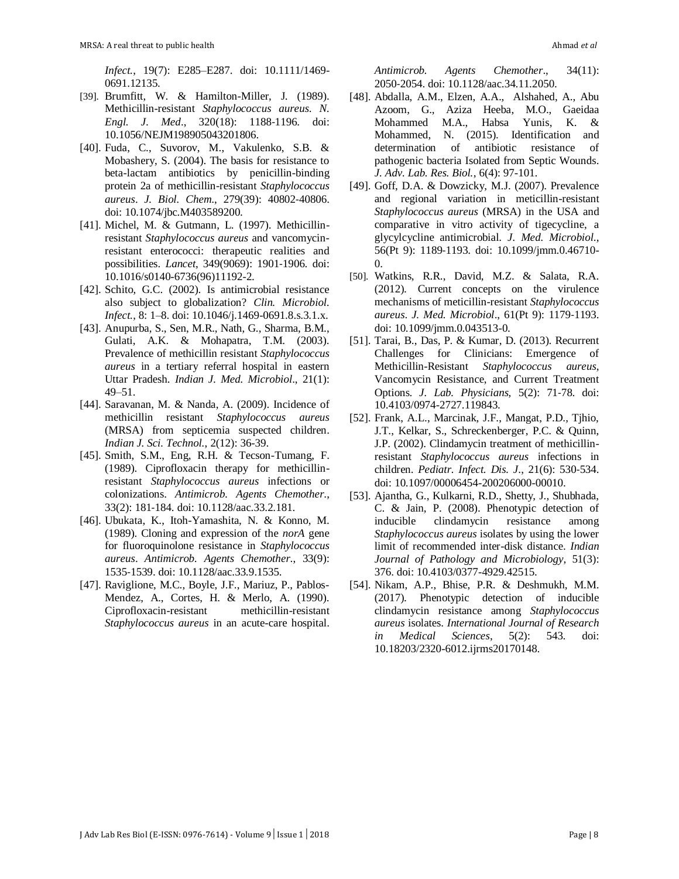*Infect.*, 19(7): E285–E287. doi: 10.1111/1469-0691.12135.

[39]. Brumfitt, W. & Hamilton-Miller, J. (1989). Methicillin-resistant *Staphylococcus aureus*. *N. Engl. J. Med*., 320(18): 1188-1196. doi: 10.1056/NEJM198905043201806.

[40]. Fuda, C., Suvorov, M., Vakulenko, S.B. & Mobashery, S. (2004). The basis for resistance to beta-lactam antibiotics by penicillin-binding protein 2a of methicillin-resistant *Staphylococcus aureus*. *J. Biol. Chem*., 279(39): 40802-40806. doi: 10.1074/jbc.M403589200.

[41]. Michel, M. & Gutmann, L. (1997). Methicillin-resistant *Staphylococcus aureus* and vancomycin-resistant enterococci: therapeutic realities and possibilities. *Lancet*, 349(9069): 1901-1906. doi: 10.1016/s0140-6736(96)11192-2.

[42]. Schito, G.C. (2002). Is antimicrobial resistance also subject to globalization? *Clin. Microbiol. Infect.*, 8: 1–8. doi: 10.1046/j.1469-0691.8.s.3.1.x.

[43]. Anupurba, S., Sen, M.R., Nath, G., Sharma, B.M., Gulati, A.K. & Mohapatra, T.M. (2003). Prevalence of methicillin resistant *Staphylococcus aureus* in a tertiary referral hospital in eastern Uttar Pradesh. *Indian J. Med. Microbiol*., 21(1): 49–51.

[44]. Saravanan, M. & Nanda, A. (2009). Incidence of methicillin resistant *Staphylococcus aureus* (MRSA) from septicemia suspected children. *Indian J. Sci. Technol.*, 2(12): 36-39.

[45]. Smith, S.M., Eng, R.H. & Tecson-Tumang, F. (1989). Ciprofloxacin therapy for methicillin-resistant *Staphylococcus aureus* infections or colonizations. *Antimicrob. Agents Chemother*., 33(2): 181-184. doi: 10.1128/aac.33.2.181.

[46]. Ubukata, K., Itoh-Yamashita, N. & Konno, M. (1989). Cloning and expression of the *norA* gene for fluoroquinolone resistance in *Staphylococcus aureus*. *Antimicrob. Agents Chemother*., 33(9): 1535-1539. doi: 10.1128/aac.33.9.1535.

[47]. Raviglione, M.C., Boyle, J.F., Mariuz, P., Pablos-Mendez, A., Cortes, H. & Merlo, A. (1990). Ciprofloxacin-resistant methicillin-resistant *Staphylococcus aureus* in an acute-care hospital. *Antimicrob. Agents Chemother*., 34(11): 2050-2054. doi: 10.1128/aac.34.11.2050.

[48]. Abdalla, A.M., Elzen, A.A., Alshahed, A., Abu Azoom, G., Aziza Heeba, M.O., Gaeidaa Mohammed M.A., Habsa Yunis, K. & Mohammed, N. (2015). Identification and determination of antibiotic resistance of pathogenic bacteria Isolated from Septic Wounds. *J. Adv. Lab. Res. Biol.*, 6(4): 97-101.

[49]. Goff, D.A. & Dowzicky, M.J. (2007). Prevalence and regional variation in meticillin-resistant *Staphylococcus aureus* (MRSA) in the USA and comparative in vitro activity of tigecycline, a glycylcycline antimicrobial. *J. Med. Microbiol.*, 56(Pt 9): 1189-1193. doi: 10.1099/jmm.0.46710-0.

[50]. Watkins, R.R., David, M.Z. & Salata, R.A. (2012). Current concepts on the virulence mechanisms of meticillin-resistant *Staphylococcus aureus*. *J. Med. Microbiol*., 61(Pt 9): 1179-1193. doi: 10.1099/jmm.0.043513-0.

[51]. Tarai, B., Das, P. & Kumar, D. (2013). Recurrent Challenges for Clinicians: Emergence of Methicillin-Resistant *Staphylococcus aureus*, Vancomycin Resistance, and Current Treatment Options. *J. Lab. Physicians,* 5(2): 71-78. doi: 10.4103/0974-2727.119843.

[52]. Frank, A.L., Marcinak, J.F., Mangat, P.D., Tjhio, J.T., Kelkar, S., Schreckenberger, P.C. & Quinn, J.P. (2002). Clindamycin treatment of methicillin-resistant *Staphylococcus aureus* infections in children. *Pediatr. Infect. Dis. J*., 21(6): 530-534. doi: 10.1097/00006454-200206000-00010.

[53]. Ajantha, G., Kulkarni, R.D., Shetty, J., Shubhada, C. & Jain, P. (2008). Phenotypic detection of inducible clindamycin resistance among *Staphylococcus aureus* isolates by using the lower limit of recommended inter-disk distance. *Indian Journal of Pathology and Microbiology*, 51(3): 376. doi: 10.4103/0377-4929.42515.

[54]. Nikam, A.P., Bhise, P.R. & Deshmukh, M.M. (2017). Phenotypic detection of inducible clindamycin resistance among *Staphylococcus aureus* isolates. *International Journal of Research in Medical Sciences*, 5(2): 543. doi: 10.18203/2320-6012.ijrms20170148.